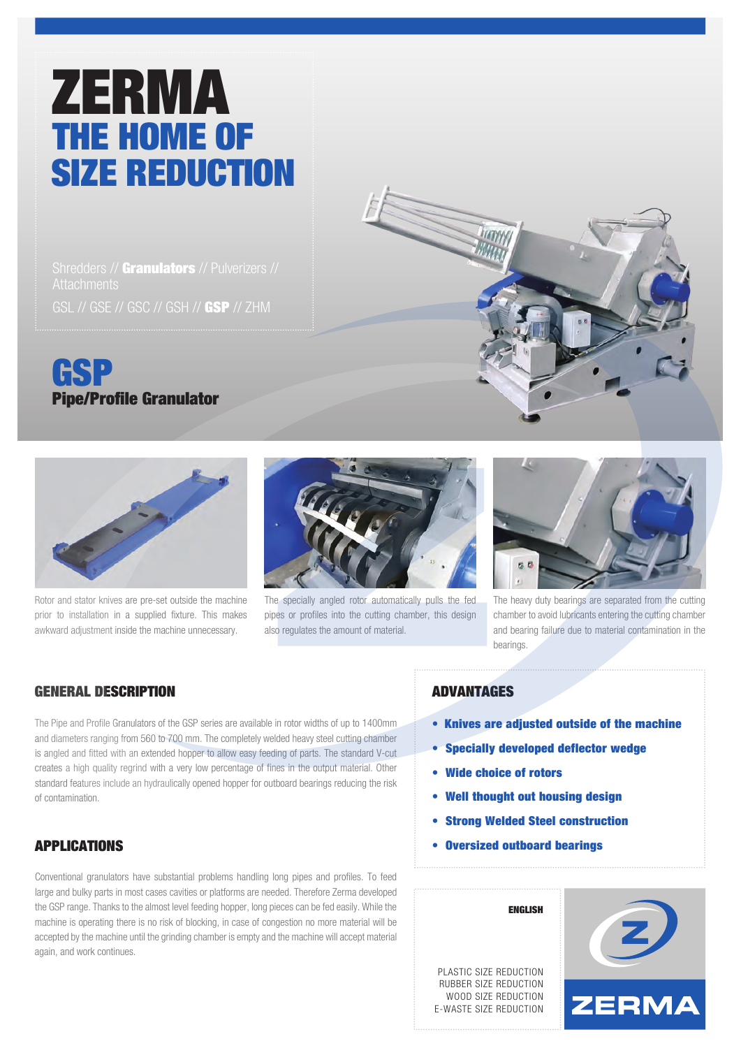# ZERMA

## THE HOME OF SIZE REDUCTION

Shredders // **Granulators** // Pulverizers // Attachments

GSL // GSE // GSC // GSH // **GSP** // ZHM

# GSP

## Pipe/Profile Granulator

Rotor and stator knives are pre-set outside the machine prior to installation in a supplied fixture. This makes awkward adjustment inside the machine unnecessary.

The specially angled rotor automatically pulls the fed pipes or profiles into the cutting chamber, this design also regulates the amount of material.

The heavy duty bearings are separated from the cutting chamber to avoid lubricants entering the cutting chamber and bearing failure due to material contamination in the bearings.

### GENERAL DESCRIPTION

The Pipe and Profile Granulators of the GSP series are available in rotor widths of up to 1400mm and diameters ranging from 560 to 700 mm. The completely welded heavy steel cutting chamber is angled and fitted with an extended hopper to allow easy feeding of parts. The standard V-cut creates a high quality regrind with a very low percentage of fines in the output material. Other standard features include an hydraulically opened hopper for outboard bearings reducing the risk of contamination.

### APPLICATIONS

Conventional granulators have substantial problems handling long pipes and profiles. To feed large and bulky parts in most cases cavities or platforms are needed. Therefore Zerma developed the GSP range. Thanks to the almost level feeding hopper, long pieces can be fed easily. While the machine is operating there is no risk of blocking, in case of congestion no more material will be accepted by the machine until the grinding chamber is empty and the machine will accept material again, and work continues.

### ADVANTAGES

- **Knives are adjusted outside of the machine**
- **Specially developed deflector wedge**
- **Wide choice of rotors**
- **Well thought out housing design**
- **Strong Welded Steel construction**
- **Oversized outboard bearings**

**ENGLISH**

PLASTIC SIZE REDUCTION
RUBBER SIZE REDUCTION
WOOD SIZE REDUCTION
E-WASTE SIZE REDUCTION

ZERMA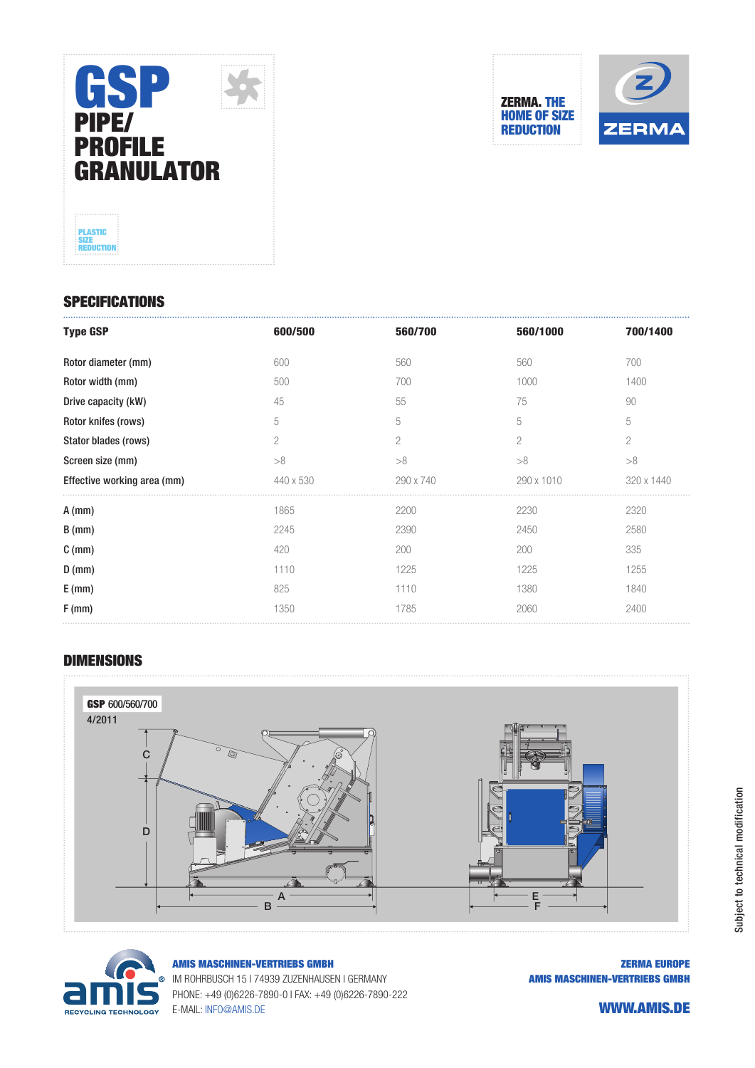# GSP PIPE/ PROFILE GRANULATOR

PLASTIC SIZE REDUCTION

ZERMA. THE HOME OF SIZE REDUCTION

ZERMA

## SPECIFICATIONS

| Type GSP | 600/500 | 560/700 | 560/1000 | 700/1400 |
|---|---|---|---|---|
| Rotor diameter (mm) | 600 | 560 | 560 | 700 |
| Rotor width (mm) | 500 | 700 | 1000 | 1400 |
| Drive capacity (kW) | 45 | 55 | 75 | 90 |
| Rotor knifes (rows) | 5 | 5 | 5 | 5 |
| Stator blades (rows) | 2 | 2 | 2 | 2 |
| Screen size (mm) | >8 | >8 | >8 | >8 |
| Effective working area (mm) | 440 x 530 | 290 x 740 | 290 x 1010 | 320 x 1440 |
| A (mm) | 1865 | 2200 | 2230 | 2320 |
| B (mm) | 2245 | 2390 | 2450 | 2580 |
| C (mm) | 420 | 200 | 200 | 335 |
| D (mm) | 1110 | 1225 | 1225 | 1255 |
| E (mm) | 825 | 1110 | 1380 | 1840 |
| F (mm) | 1350 | 1785 | 2060 | 2400 |

## DIMENSIONS

GSP 600/560/700
4/2011

C
D
A
B
E
F

Subject to technical modification

amis RECYCLING TECHNOLOGY

**AMIS MASCHINEN-VERTRIEBS GMBH**
IM ROHRBUSCH 15 I 74939 ZUZENHAUSEN I GERMANY
PHONE: +49 (0)6226-7890-0 I FAX: +49 (0)6226-7890-222
E-MAIL: INFO@AMIS.DE

**ZERMA EUROPE**
**AMIS MASCHINEN-VERTRIEBS GMBH**

**WWW.AMIS.DE**